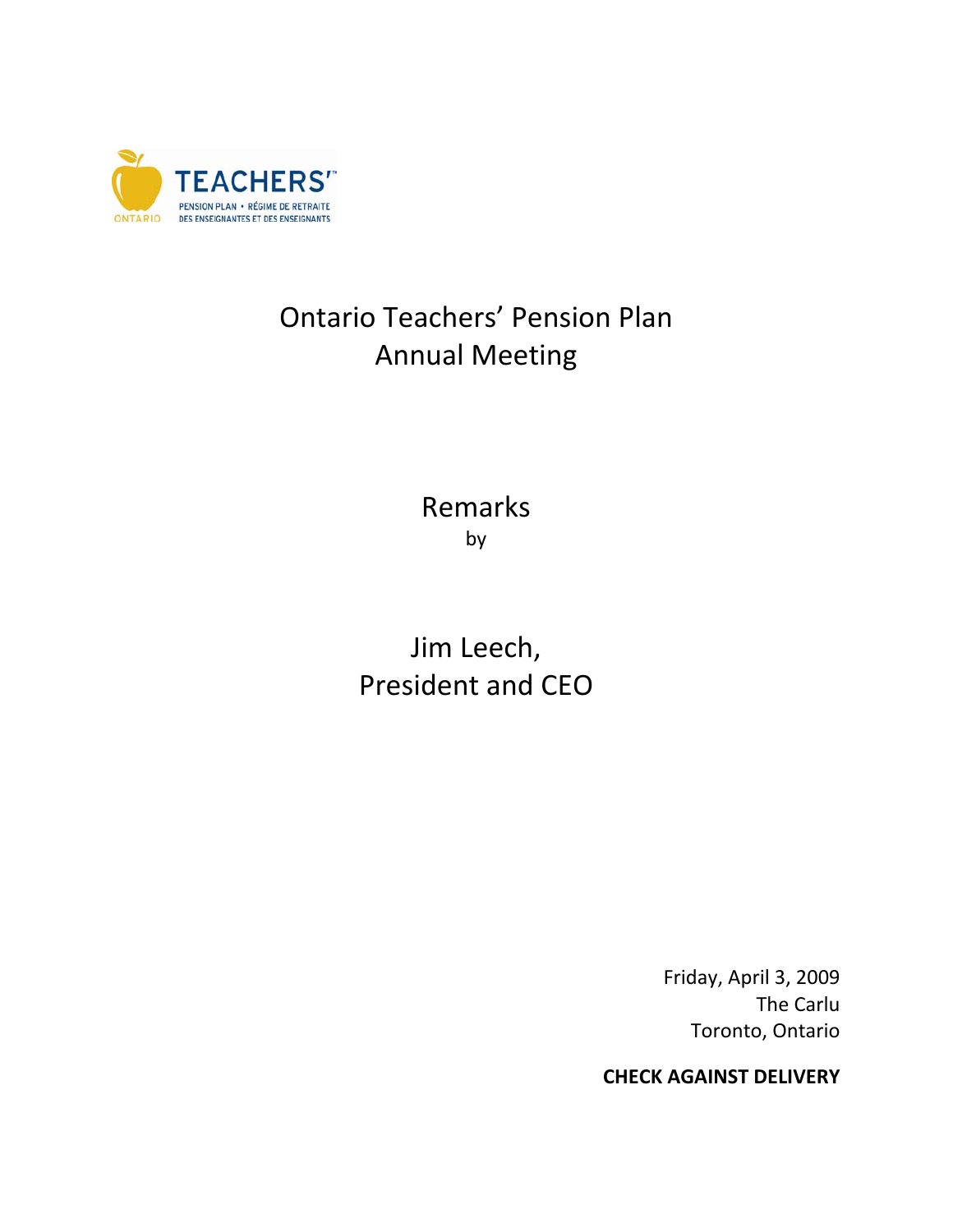TEACHERS'

PENSION PLAN • RÉGIME DE RETRAITE
DES ENSEIGNANTES ET DES ENSEIGNANTS

ONTARIO

# Ontario Teachers' Pension Plan Annual Meeting

## Remarks

by

## Jim Leech, President and CEO

Friday, April 3, 2009
The Carlu
Toronto, Ontario

**CHECK AGAINST DELIVERY**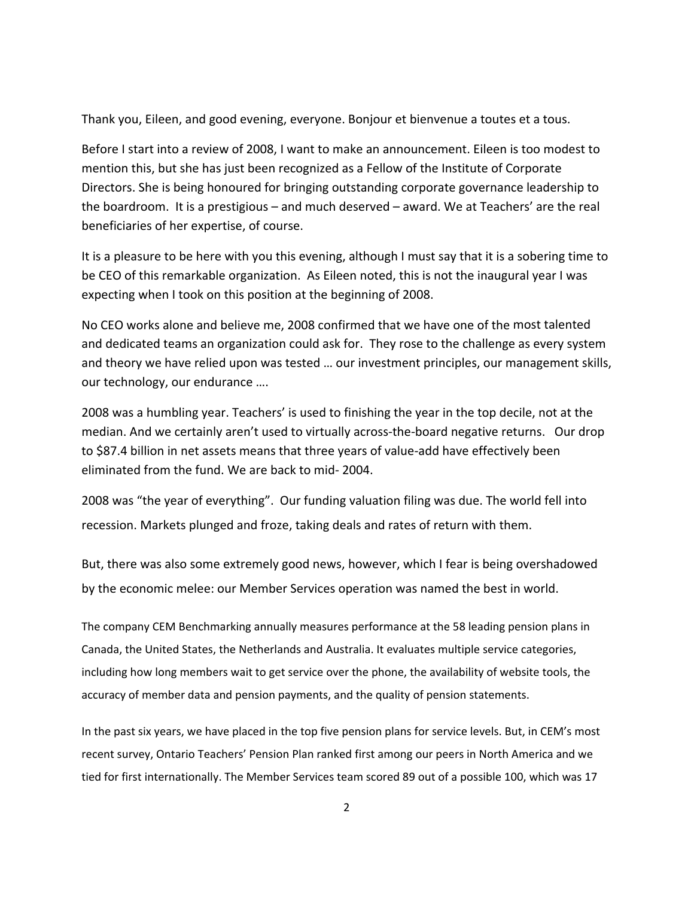Thank you, Eileen, and good evening, everyone. Bonjour et bienvenue a toutes et a tous.

Before I start into a review of 2008, I want to make an announcement. Eileen is too modest to mention this, but she has just been recognized as a Fellow of the Institute of Corporate Directors. She is being honoured for bringing outstanding corporate governance leadership to the boardroom. It is a prestigious – and much deserved – award. We at Teachers' are the real beneficiaries of her expertise, of course.

It is a pleasure to be here with you this evening, although I must say that it is a sobering time to be CEO of this remarkable organization. As Eileen noted, this is not the inaugural year I was expecting when I took on this position at the beginning of 2008.

No CEO works alone and believe me, 2008 confirmed that we have one of the most talented and dedicated teams an organization could ask for. They rose to the challenge as every system and theory we have relied upon was tested … our investment principles, our management skills, our technology, our endurance ….

2008 was a humbling year. Teachers' is used to finishing the year in the top decile, not at the median. And we certainly aren't used to virtually across-the-board negative returns. Our drop to $87.4 billion in net assets means that three years of value-add have effectively been eliminated from the fund. We are back to mid- 2004.

2008 was "the year of everything". Our funding valuation filing was due. The world fell into recession. Markets plunged and froze, taking deals and rates of return with them.

But, there was also some extremely good news, however, which I fear is being overshadowed by the economic melee: our Member Services operation was named the best in world.

The company CEM Benchmarking annually measures performance at the 58 leading pension plans in Canada, the United States, the Netherlands and Australia. It evaluates multiple service categories, including how long members wait to get service over the phone, the availability of website tools, the accuracy of member data and pension payments, and the quality of pension statements.

In the past six years, we have placed in the top five pension plans for service levels. But, in CEM's most recent survey, Ontario Teachers' Pension Plan ranked first among our peers in North America and we tied for first internationally. The Member Services team scored 89 out of a possible 100, which was 17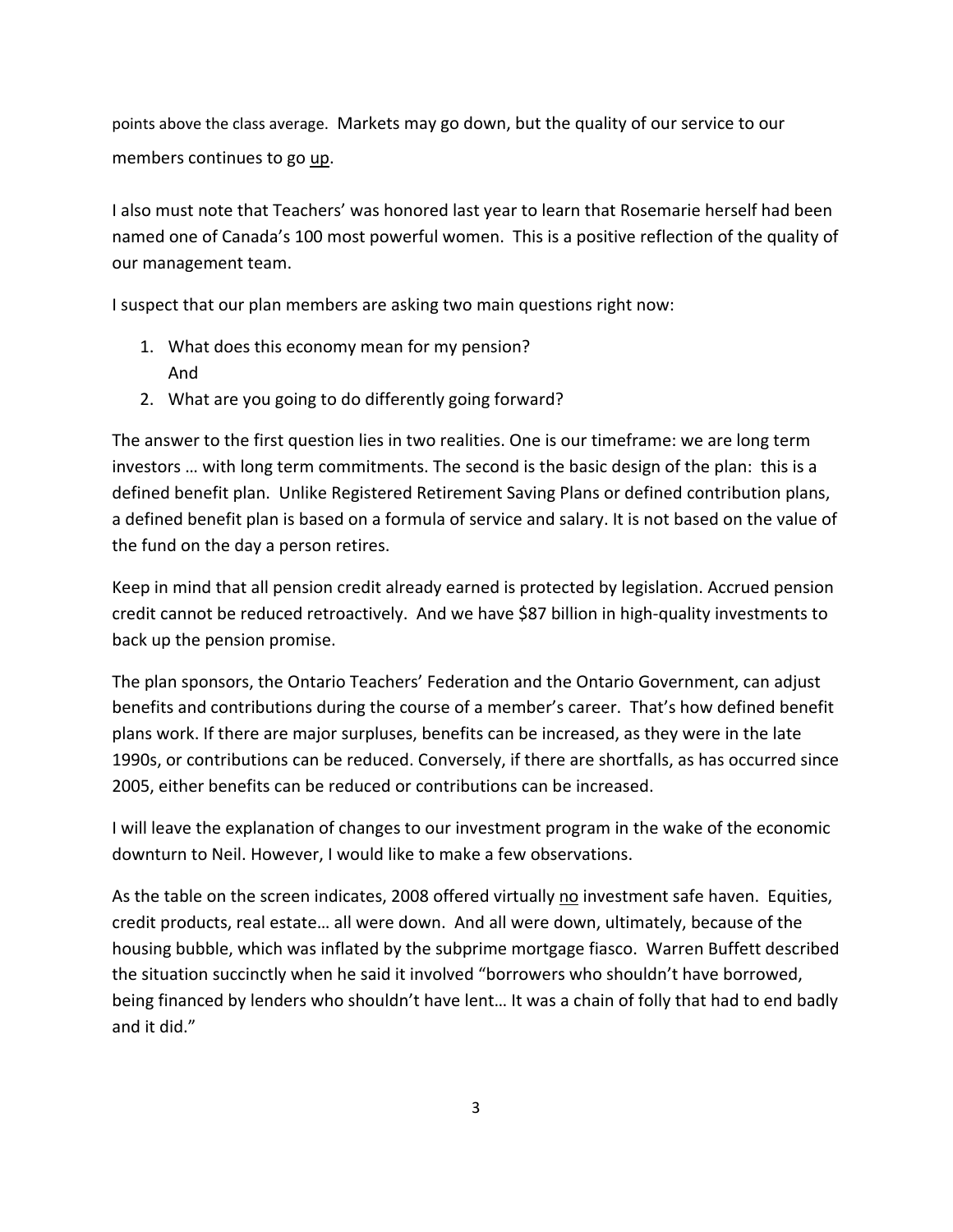points above the class average. Markets may go down, but the quality of our service to our members continues to go <u>up</u>.

I also must note that Teachers' was honored last year to learn that Rosemarie herself had been named one of Canada's 100 most powerful women. This is a positive reflection of the quality of our management team.

I suspect that our plan members are asking two main questions right now:

1. What does this economy mean for my pension?
   And
2. What are you going to do differently going forward?

The answer to the first question lies in two realities. One is our timeframe: we are long term investors … with long term commitments. The second is the basic design of the plan: this is a defined benefit plan. Unlike Registered Retirement Saving Plans or defined contribution plans, a defined benefit plan is based on a formula of service and salary. It is not based on the value of the fund on the day a person retires.

Keep in mind that all pension credit already earned is protected by legislation. Accrued pension credit cannot be reduced retroactively. And we have $87 billion in high-quality investments to back up the pension promise.

The plan sponsors, the Ontario Teachers' Federation and the Ontario Government, can adjust benefits and contributions during the course of a member's career. That's how defined benefit plans work. If there are major surpluses, benefits can be increased, as they were in the late 1990s, or contributions can be reduced. Conversely, if there are shortfalls, as has occurred since 2005, either benefits can be reduced or contributions can be increased.

I will leave the explanation of changes to our investment program in the wake of the economic downturn to Neil. However, I would like to make a few observations.

As the table on the screen indicates, 2008 offered virtually <u>no</u> investment safe haven. Equities, credit products, real estate… all were down. And all were down, ultimately, because of the housing bubble, which was inflated by the subprime mortgage fiasco. Warren Buffett described the situation succinctly when he said it involved "borrowers who shouldn't have borrowed, being financed by lenders who shouldn't have lent… It was a chain of folly that had to end badly and it did."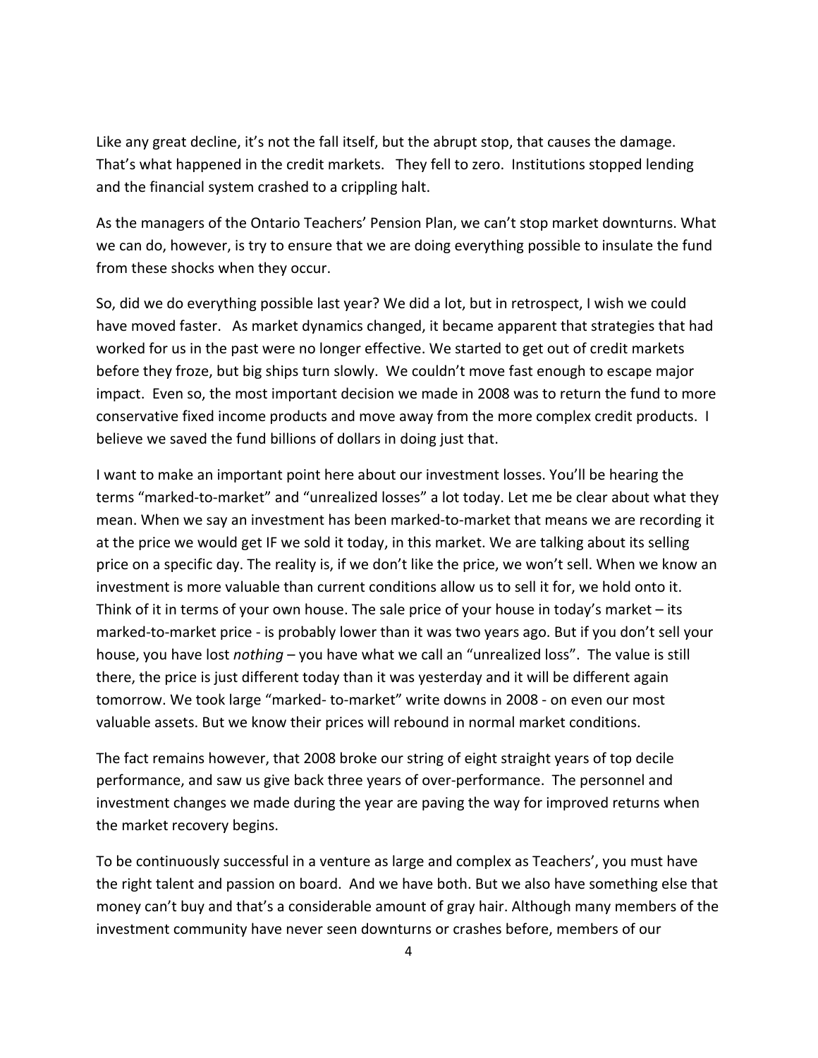Like any great decline, it's not the fall itself, but the abrupt stop, that causes the damage. That's what happened in the credit markets. They fell to zero. Institutions stopped lending and the financial system crashed to a crippling halt.

As the managers of the Ontario Teachers' Pension Plan, we can't stop market downturns. What we can do, however, is try to ensure that we are doing everything possible to insulate the fund from these shocks when they occur.

So, did we do everything possible last year? We did a lot, but in retrospect, I wish we could have moved faster. As market dynamics changed, it became apparent that strategies that had worked for us in the past were no longer effective. We started to get out of credit markets before they froze, but big ships turn slowly. We couldn't move fast enough to escape major impact. Even so, the most important decision we made in 2008 was to return the fund to more conservative fixed income products and move away from the more complex credit products. I believe we saved the fund billions of dollars in doing just that.

I want to make an important point here about our investment losses. You'll be hearing the terms "marked-to-market" and "unrealized losses" a lot today. Let me be clear about what they mean. When we say an investment has been marked-to-market that means we are recording it at the price we would get IF we sold it today, in this market. We are talking about its selling price on a specific day. The reality is, if we don't like the price, we won't sell. When we know an investment is more valuable than current conditions allow us to sell it for, we hold onto it. Think of it in terms of your own house. The sale price of your house in today's market – its marked-to-market price - is probably lower than it was two years ago. But if you don't sell your house, you have lost *nothing* – you have what we call an "unrealized loss". The value is still there, the price is just different today than it was yesterday and it will be different again tomorrow. We took large "marked- to-market" write downs in 2008 - on even our most valuable assets. But we know their prices will rebound in normal market conditions.

The fact remains however, that 2008 broke our string of eight straight years of top decile performance, and saw us give back three years of over-performance. The personnel and investment changes we made during the year are paving the way for improved returns when the market recovery begins.

To be continuously successful in a venture as large and complex as Teachers', you must have the right talent and passion on board. And we have both. But we also have something else that money can't buy and that's a considerable amount of gray hair. Although many members of the investment community have never seen downturns or crashes before, members of our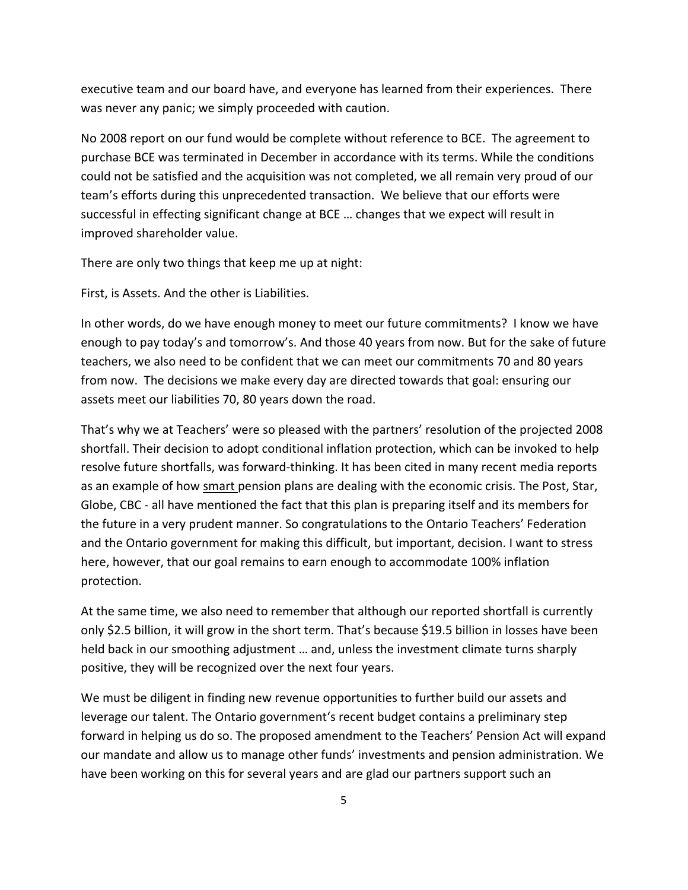executive team and our board have, and everyone has learned from their experiences. There was never any panic; we simply proceeded with caution.

No 2008 report on our fund would be complete without reference to BCE. The agreement to purchase BCE was terminated in December in accordance with its terms. While the conditions could not be satisfied and the acquisition was not completed, we all remain very proud of our team's efforts during this unprecedented transaction. We believe that our efforts were successful in effecting significant change at BCE … changes that we expect will result in improved shareholder value.

There are only two things that keep me up at night:

First, is Assets. And the other is Liabilities.

In other words, do we have enough money to meet our future commitments? I know we have enough to pay today's and tomorrow's. And those 40 years from now. But for the sake of future teachers, we also need to be confident that we can meet our commitments 70 and 80 years from now. The decisions we make every day are directed towards that goal: ensuring our assets meet our liabilities 70, 80 years down the road.

That's why we at Teachers' were so pleased with the partners' resolution of the projected 2008 shortfall. Their decision to adopt conditional inflation protection, which can be invoked to help resolve future shortfalls, was forward-thinking. It has been cited in many recent media reports as an example of how <u>smart</u> pension plans are dealing with the economic crisis. The Post, Star, Globe, CBC - all have mentioned the fact that this plan is preparing itself and its members for the future in a very prudent manner. So congratulations to the Ontario Teachers' Federation and the Ontario government for making this difficult, but important, decision. I want to stress here, however, that our goal remains to earn enough to accommodate 100% inflation protection.

At the same time, we also need to remember that although our reported shortfall is currently only $2.5 billion, it will grow in the short term. That's because $19.5 billion in losses have been held back in our smoothing adjustment … and, unless the investment climate turns sharply positive, they will be recognized over the next four years.

We must be diligent in finding new revenue opportunities to further build our assets and leverage our talent. The Ontario government's recent budget contains a preliminary step forward in helping us do so. The proposed amendment to the Teachers' Pension Act will expand our mandate and allow us to manage other funds' investments and pension administration. We have been working on this for several years and are glad our partners support such an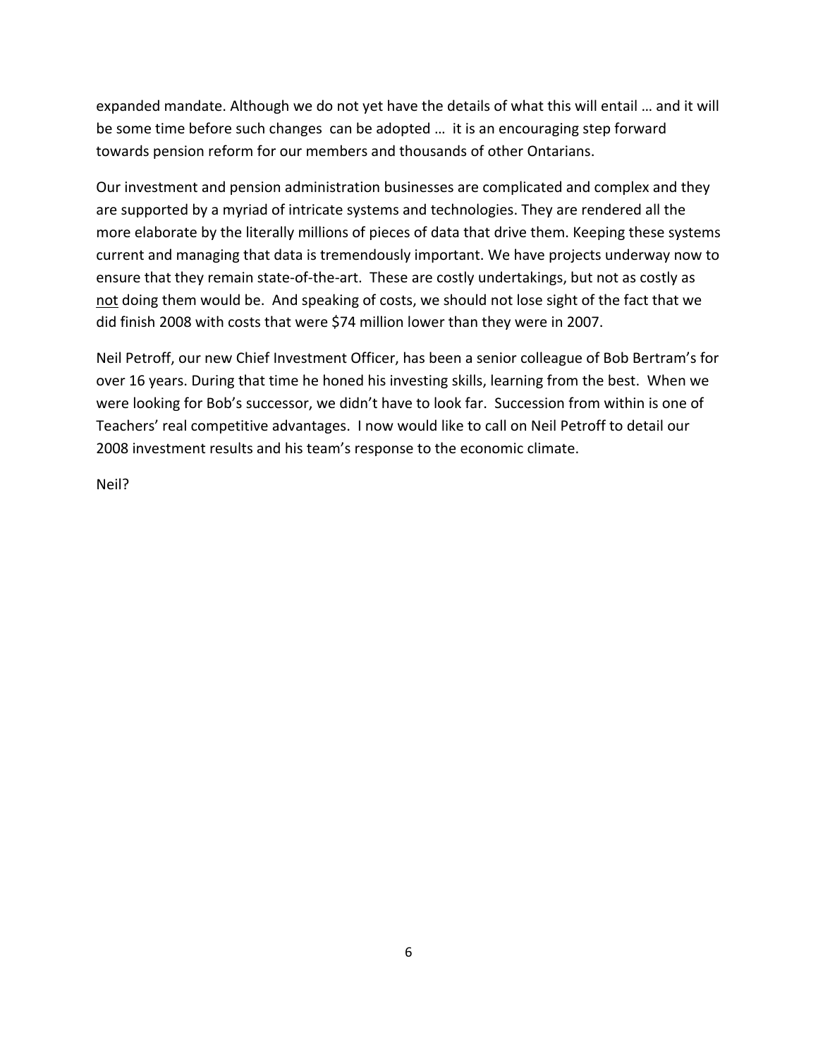expanded mandate. Although we do not yet have the details of what this will entail … and it will be some time before such changes can be adopted … it is an encouraging step forward towards pension reform for our members and thousands of other Ontarians.

Our investment and pension administration businesses are complicated and complex and they are supported by a myriad of intricate systems and technologies. They are rendered all the more elaborate by the literally millions of pieces of data that drive them. Keeping these systems current and managing that data is tremendously important. We have projects underway now to ensure that they remain state-of-the-art. These are costly undertakings, but not as costly as <u>not</u> doing them would be. And speaking of costs, we should not lose sight of the fact that we did finish 2008 with costs that were $74 million lower than they were in 2007.

Neil Petroff, our new Chief Investment Officer, has been a senior colleague of Bob Bertram's for over 16 years. During that time he honed his investing skills, learning from the best. When we were looking for Bob's successor, we didn't have to look far. Succession from within is one of Teachers' real competitive advantages. I now would like to call on Neil Petroff to detail our 2008 investment results and his team's response to the economic climate.

Neil?